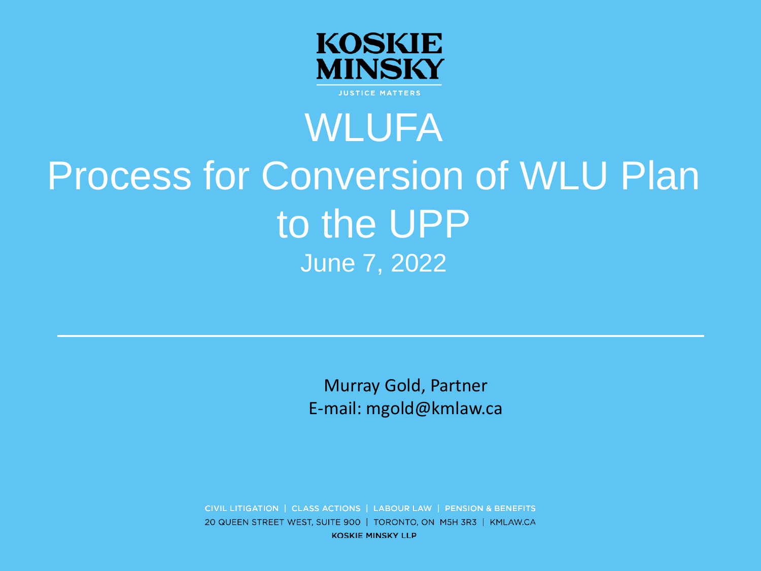KOSKIE MINSKY

JUSTICE MATTERS

# WLUFA

# Process for Conversion of WLU Plan to the UPP

June 7, 2022

Murray Gold, Partner
E-mail: mgold@kmlaw.ca

CIVIL LITIGATION | CLASS ACTIONS | LABOUR LAW | PENSION & BENEFITS
20 QUEEN STREET WEST, SUITE 900 | TORONTO, ON M5H 3R3 | KMLAW.CA
KOSKIE MINSKY LLP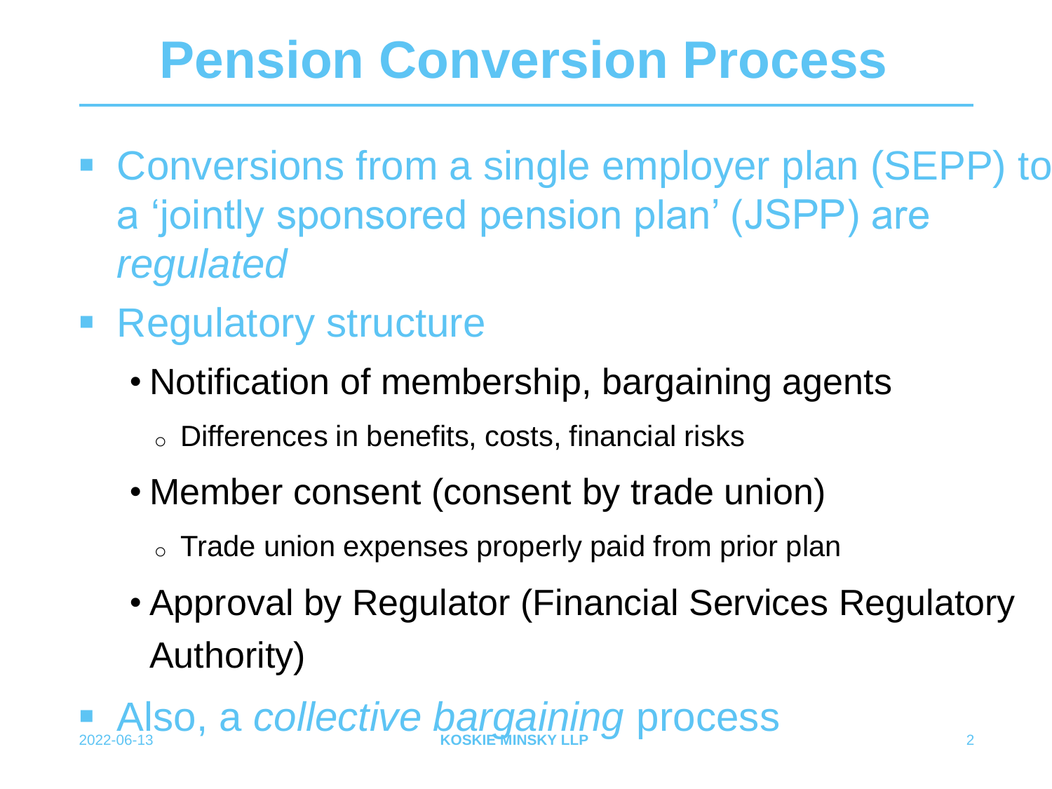# Pension Conversion Process

- Conversions from a single employer plan (SEPP) to a 'jointly sponsored pension plan' (JSPP) are *regulated*
- Regulatory structure
  - Notification of membership, bargaining agents
    - Differences in benefits, costs, financial risks
  - Member consent (consent by trade union)
    - Trade union expenses properly paid from prior plan
  - Approval by Regulator (Financial Services Regulatory Authority)
- Also, a *collective bargaining* process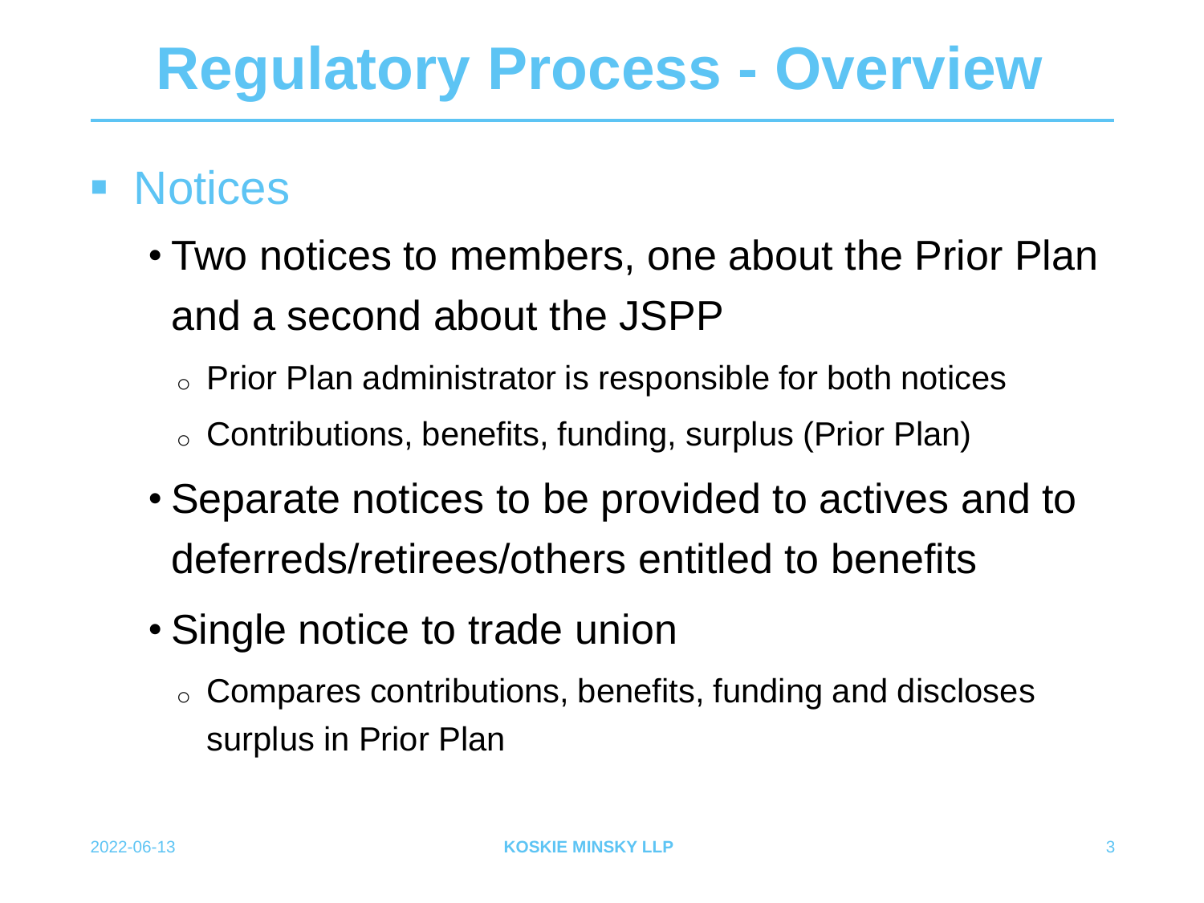# Regulatory Process - Overview

- Notices
  - Two notices to members, one about the Prior Plan and a second about the JSPP
    - Prior Plan administrator is responsible for both notices
    - Contributions, benefits, funding, surplus (Prior Plan)
  - Separate notices to be provided to actives and to deferreds/retirees/others entitled to benefits
  - Single notice to trade union
    - Compares contributions, benefits, funding and discloses surplus in Prior Plan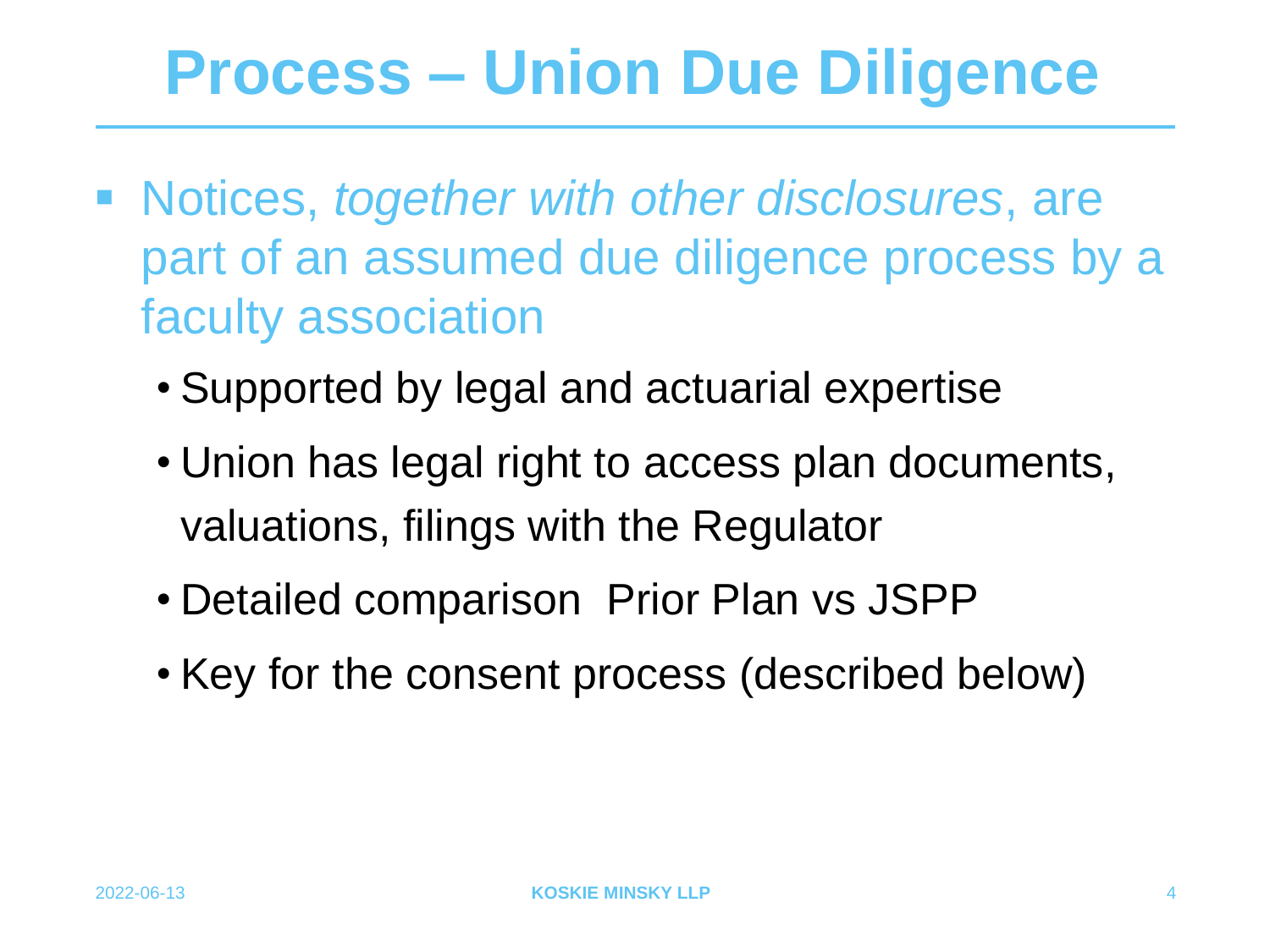# Process – Union Due Diligence

- Notices, *together with other disclosures*, are part of an assumed due diligence process by a faculty association
  - Supported by legal and actuarial expertise
  - Union has legal right to access plan documents, valuations, filings with the Regulator
  - Detailed comparison  Prior Plan vs JSPP
  - Key for the consent process (described below)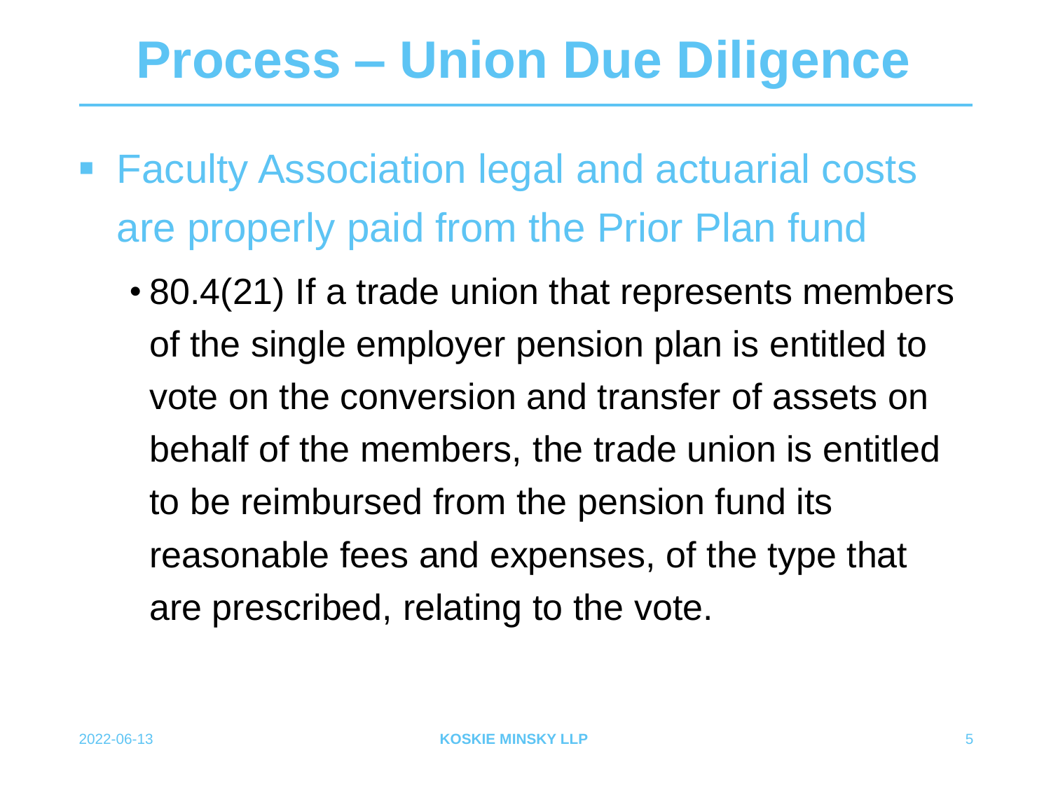# Process – Union Due Diligence

- Faculty Association legal and actuarial costs are properly paid from the Prior Plan fund
  - 80.4(21) If a trade union that represents members of the single employer pension plan is entitled to vote on the conversion and transfer of assets on behalf of the members, the trade union is entitled to be reimbursed from the pension fund its reasonable fees and expenses, of the type that are prescribed, relating to the vote.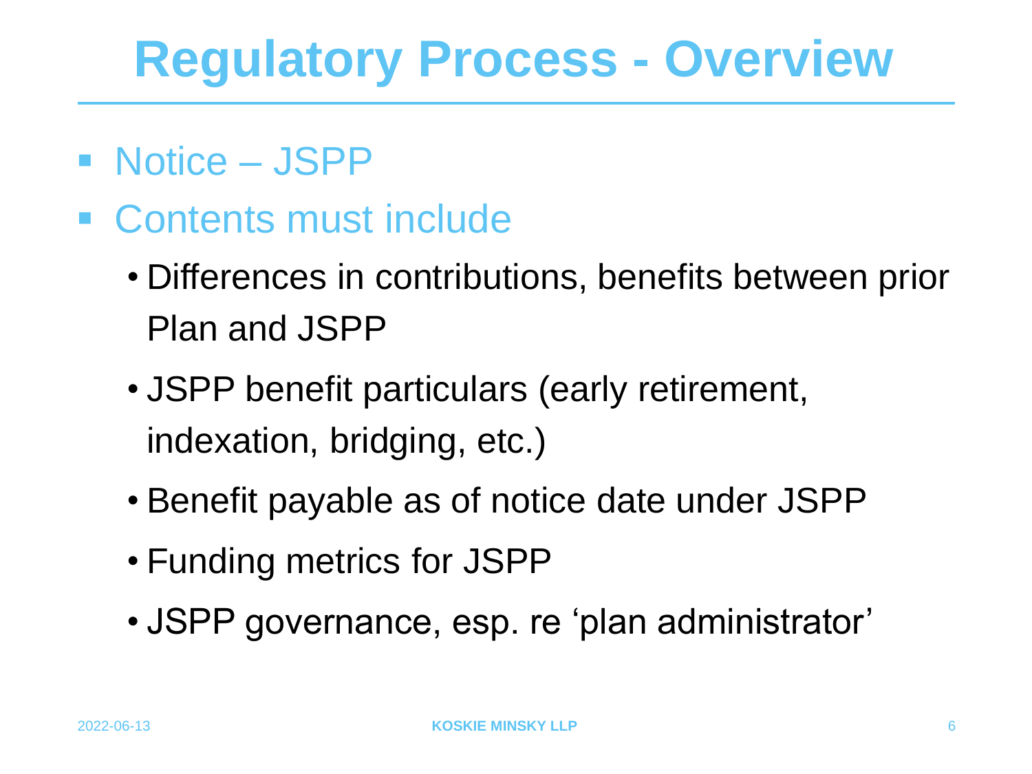# Regulatory Process - Overview

- Notice – JSPP
- Contents must include
  - Differences in contributions, benefits between prior Plan and JSPP
  - JSPP benefit particulars (early retirement, indexation, bridging, etc.)
  - Benefit payable as of notice date under JSPP
  - Funding metrics for JSPP
  - JSPP governance, esp. re ‘plan administrator’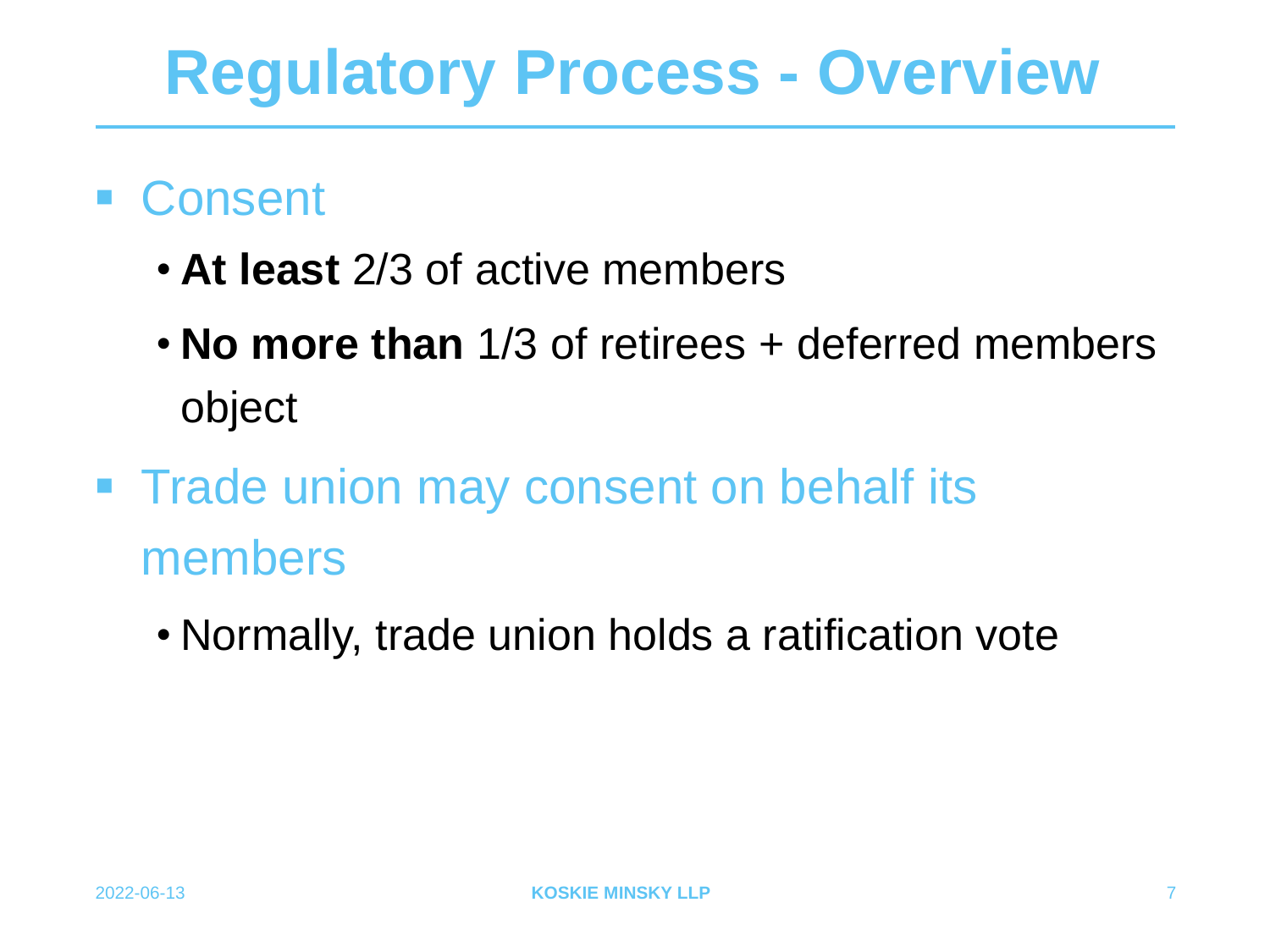# Regulatory Process - Overview

- Consent
  - **At least** 2/3 of active members
  - **No more than** 1/3 of retirees + deferred members object
- Trade union may consent on behalf its members
  - Normally, trade union holds a ratification vote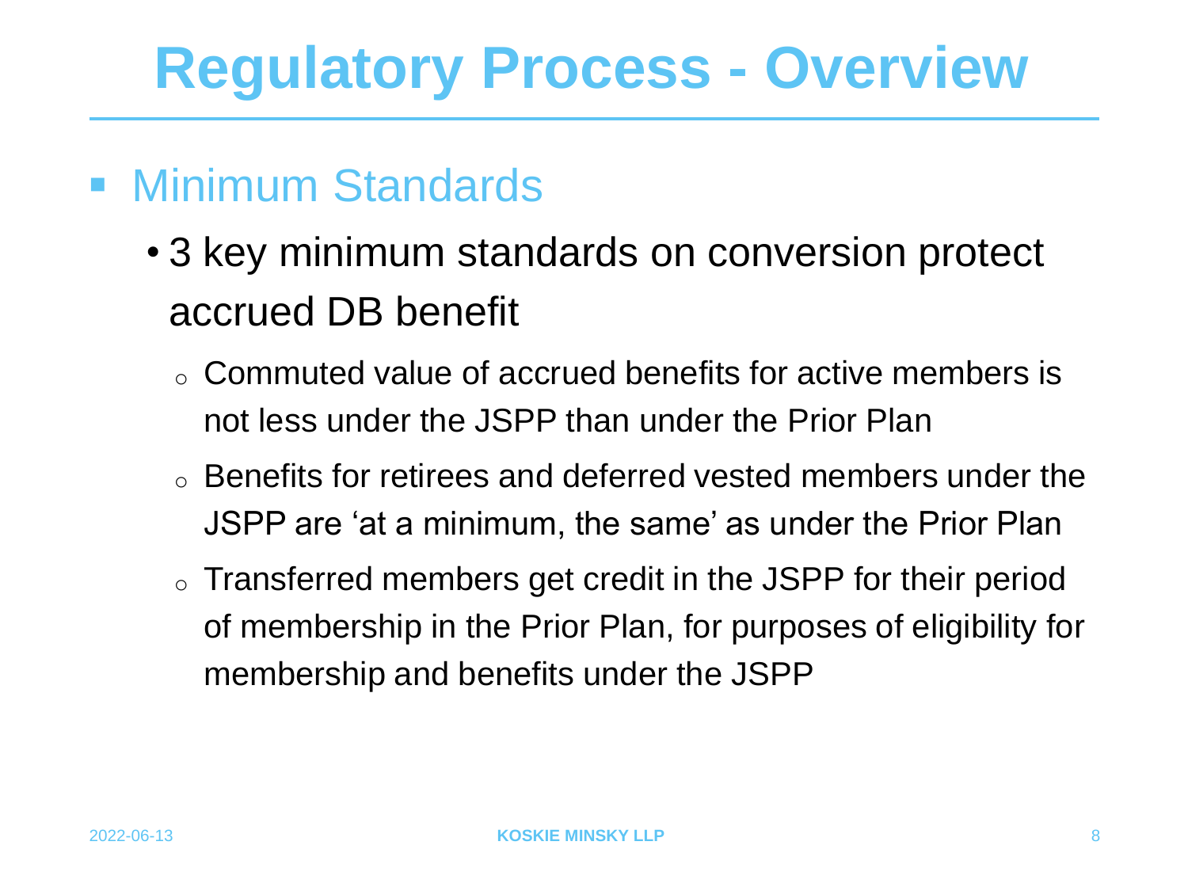# Regulatory Process - Overview

- Minimum Standards
  - 3 key minimum standards on conversion protect accrued DB benefit
    - Commuted value of accrued benefits for active members is not less under the JSPP than under the Prior Plan
    - Benefits for retirees and deferred vested members under the JSPP are 'at a minimum, the same' as under the Prior Plan
    - Transferred members get credit in the JSPP for their period of membership in the Prior Plan, for purposes of eligibility for membership and benefits under the JSPP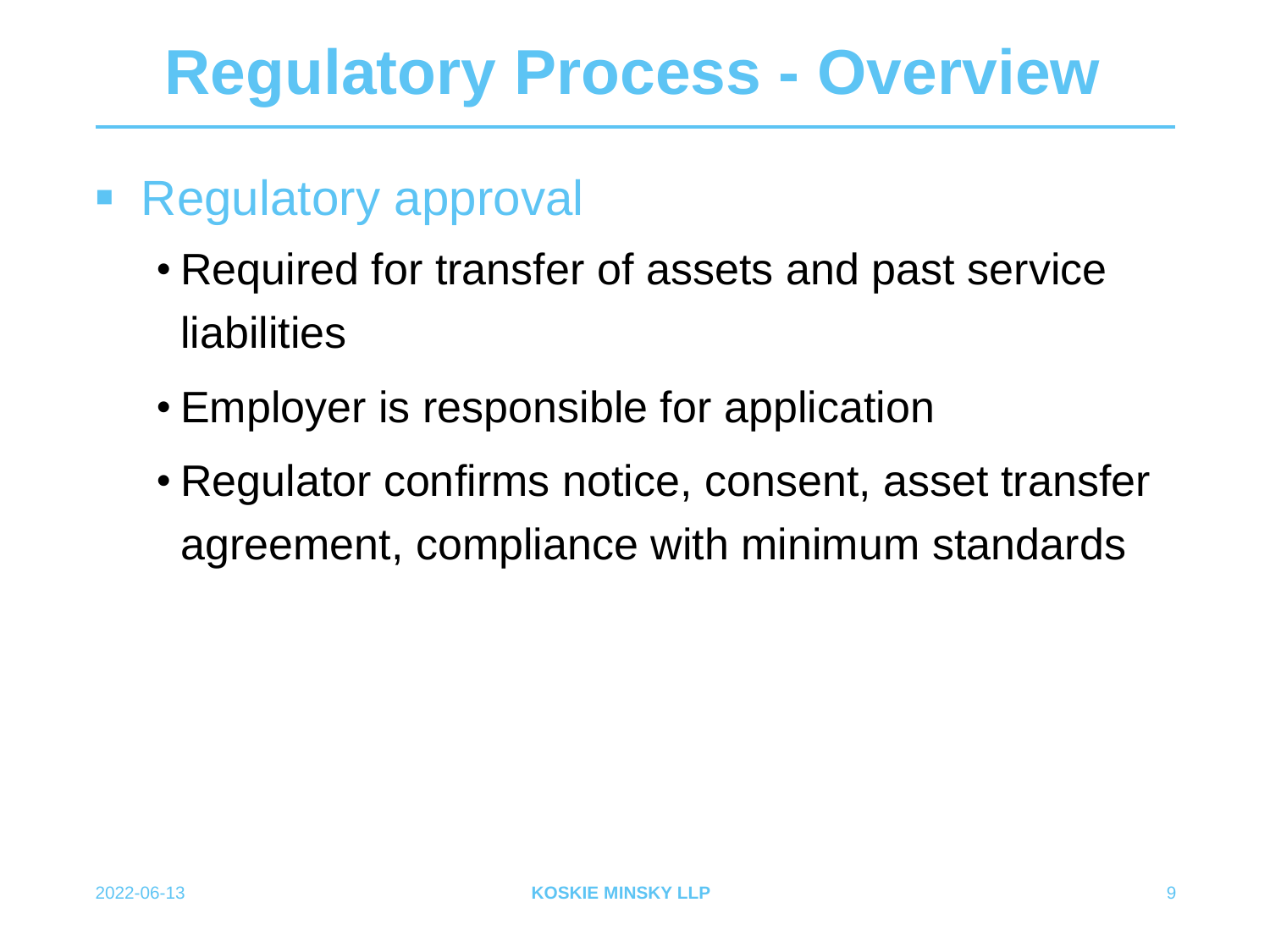# Regulatory Process - Overview

- Regulatory approval
  - Required for transfer of assets and past service liabilities
  - Employer is responsible for application
  - Regulator confirms notice, consent, asset transfer agreement, compliance with minimum standards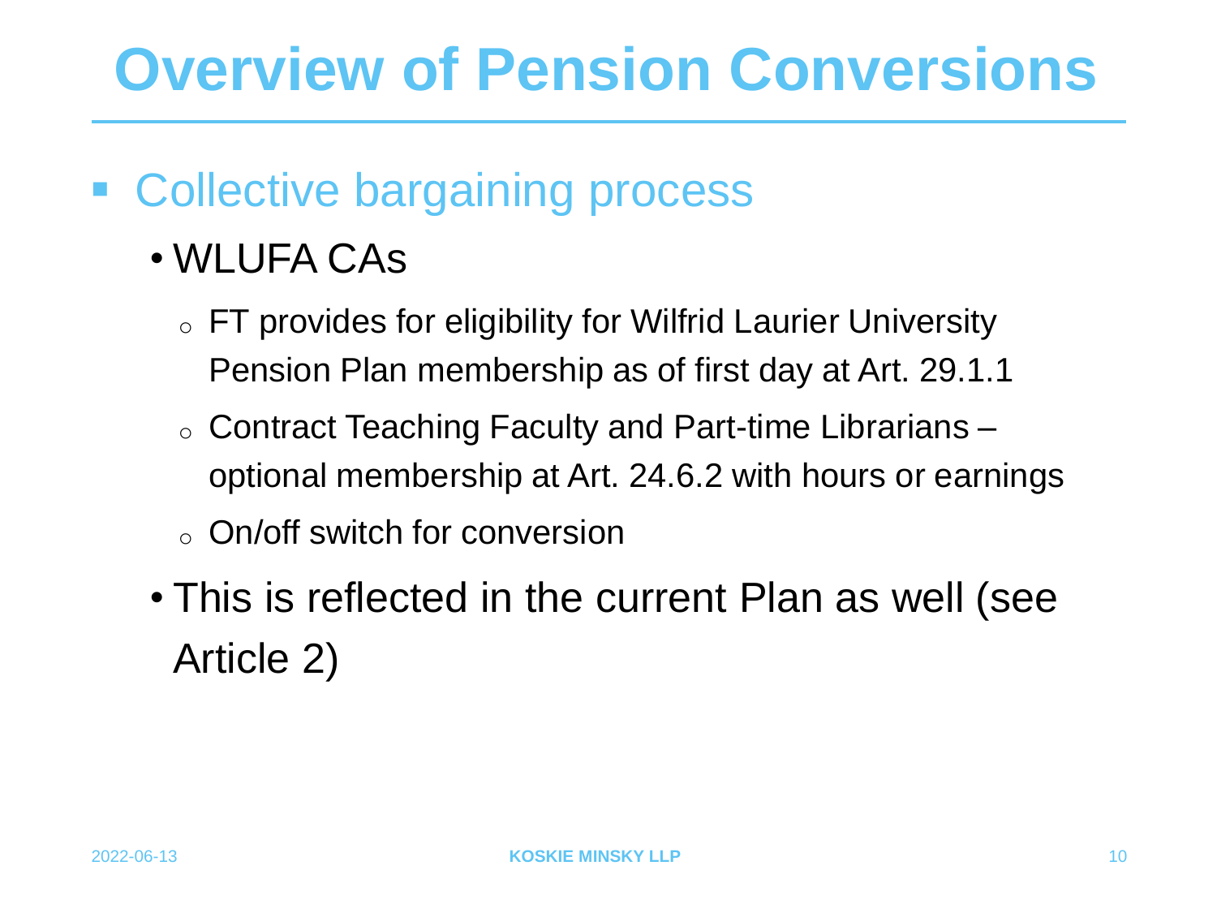# Overview of Pension Conversions

- Collective bargaining process
  - WLUFA CAs
    - FT provides for eligibility for Wilfrid Laurier University Pension Plan membership as of first day at Art. 29.1.1
    - Contract Teaching Faculty and Part-time Librarians – optional membership at Art. 24.6.2 with hours or earnings
    - On/off switch for conversion
  - This is reflected in the current Plan as well (see Article 2)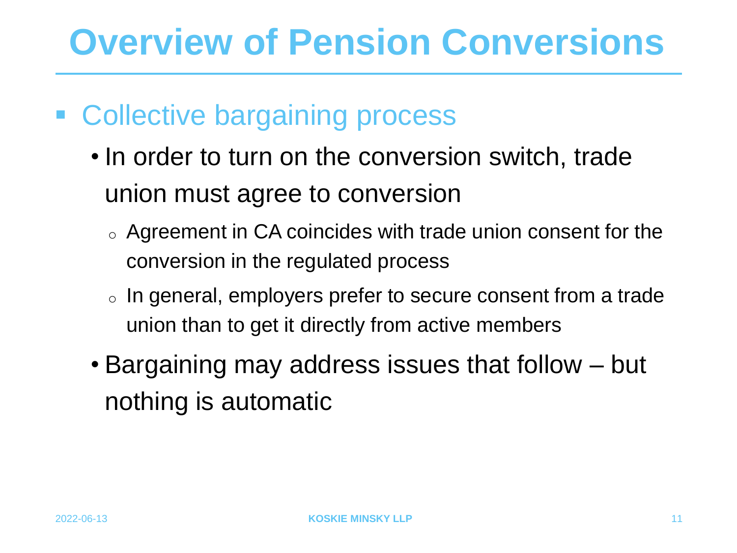# Overview of Pension Conversions

- Collective bargaining process
  - In order to turn on the conversion switch, trade union must agree to conversion
    - Agreement in CA coincides with trade union consent for the conversion in the regulated process
    - In general, employers prefer to secure consent from a trade union than to get it directly from active members
  - Bargaining may address issues that follow – but nothing is automatic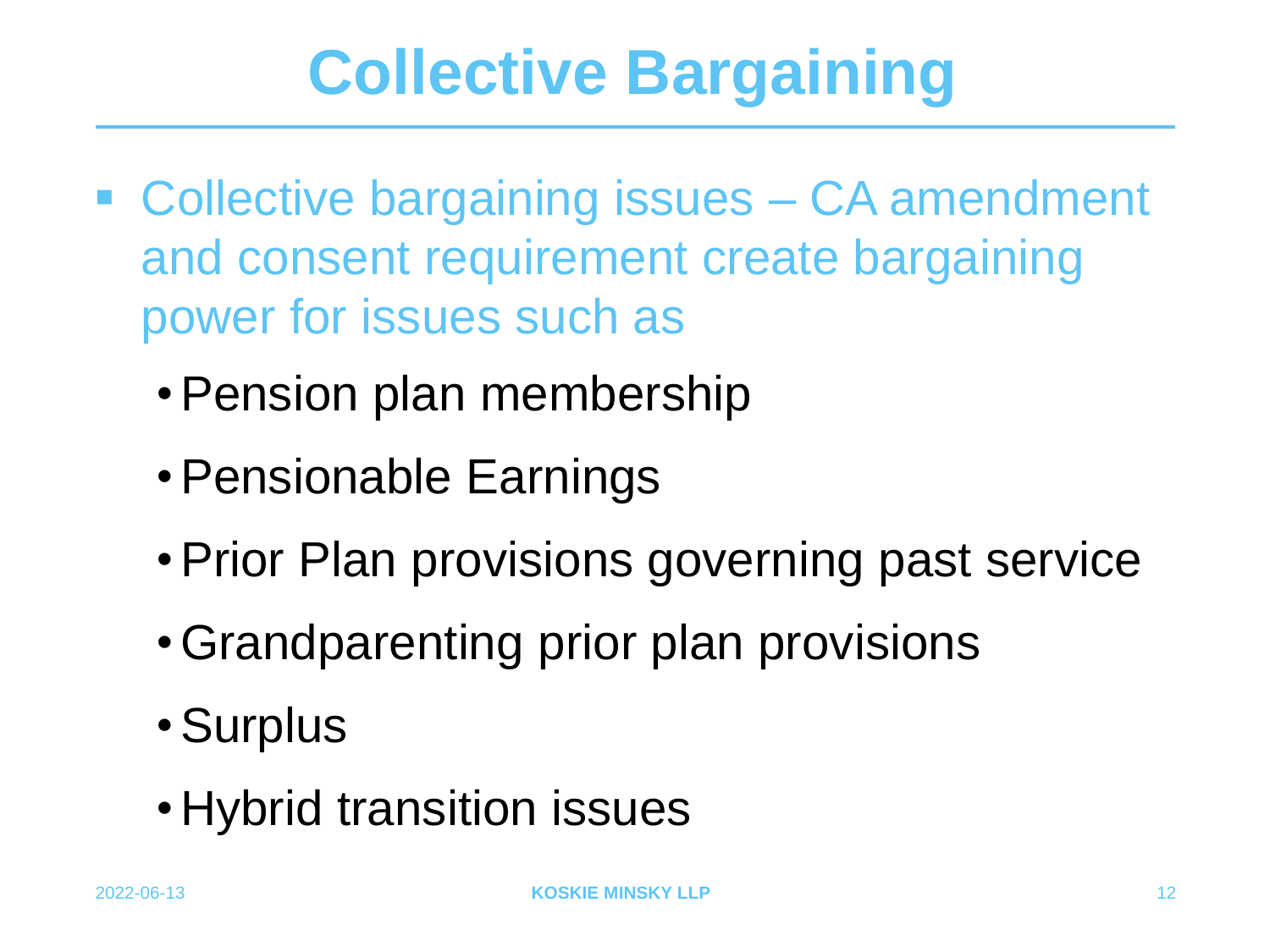# Collective Bargaining

- Collective bargaining issues – CA amendment and consent requirement create bargaining power for issues such as
  - Pension plan membership
  - Pensionable Earnings
  - Prior Plan provisions governing past service
  - Grandparenting prior plan provisions
  - Surplus
  - Hybrid transition issues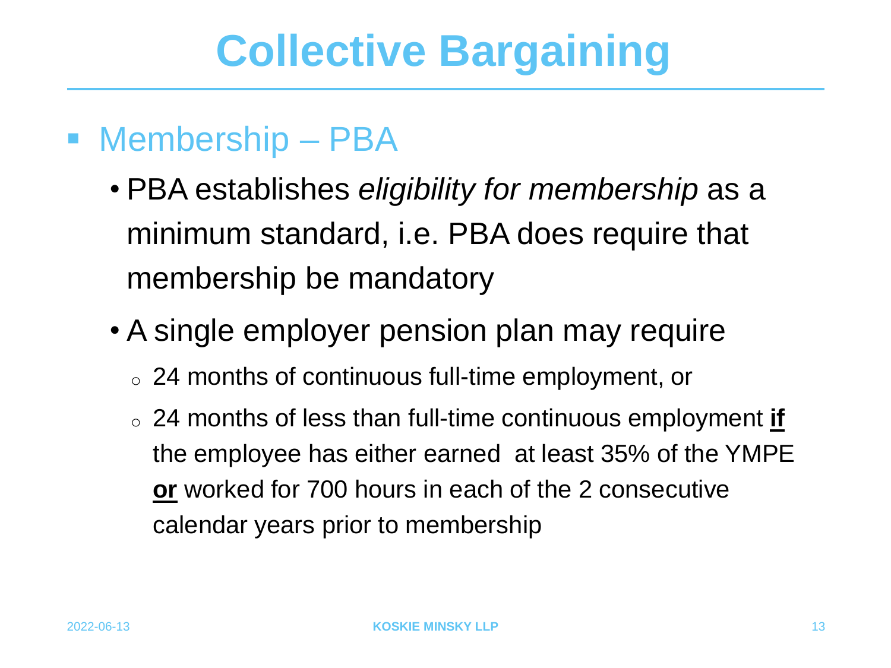# Collective Bargaining

- Membership – PBA
  - PBA establishes *eligibility for membership* as a minimum standard, i.e. PBA does require that membership be mandatory
  - A single employer pension plan may require
    - 24 months of continuous full-time employment, or
    - 24 months of less than full-time continuous employment **<u>if</u>** the employee has either earned at least 35% of the YMPE **<u>or</u>** worked for 700 hours in each of the 2 consecutive calendar years prior to membership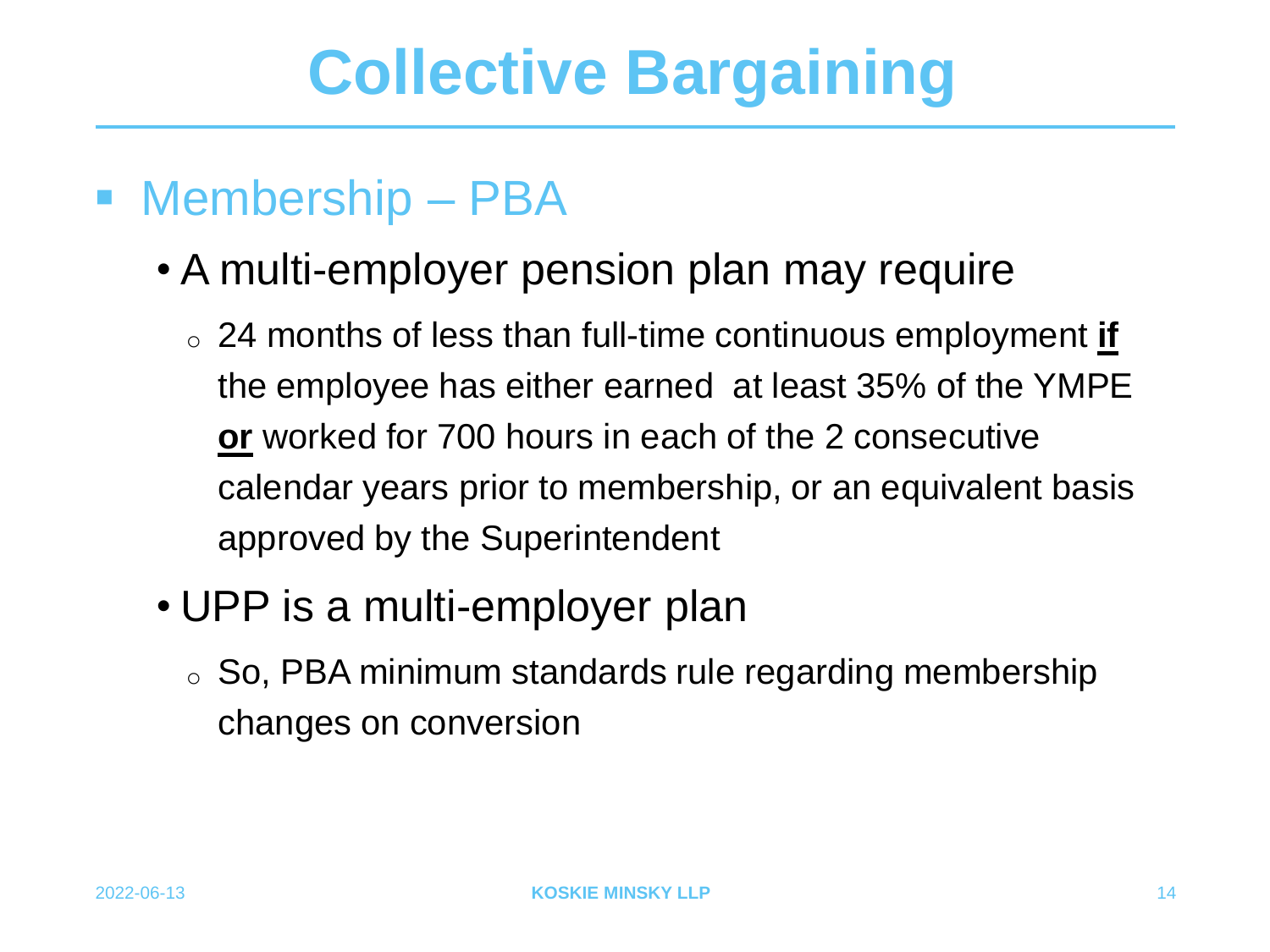# Collective Bargaining

- Membership – PBA
  - A multi-employer pension plan may require
    - 24 months of less than full-time continuous employment **<u>if</u>** the employee has either earned at least 35% of the YMPE **<u>or</u>** worked for 700 hours in each of the 2 consecutive calendar years prior to membership, or an equivalent basis approved by the Superintendent
  - UPP is a multi-employer plan
    - So, PBA minimum standards rule regarding membership changes on conversion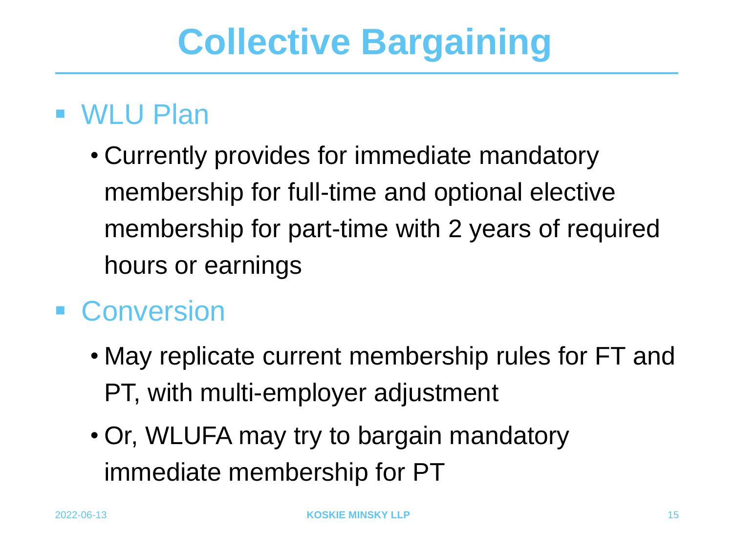# Collective Bargaining

- WLU Plan
  - Currently provides for immediate mandatory membership for full-time and optional elective membership for part-time with 2 years of required hours or earnings
- Conversion
  - May replicate current membership rules for FT and PT, with multi-employer adjustment
  - Or, WLUFA may try to bargain mandatory immediate membership for PT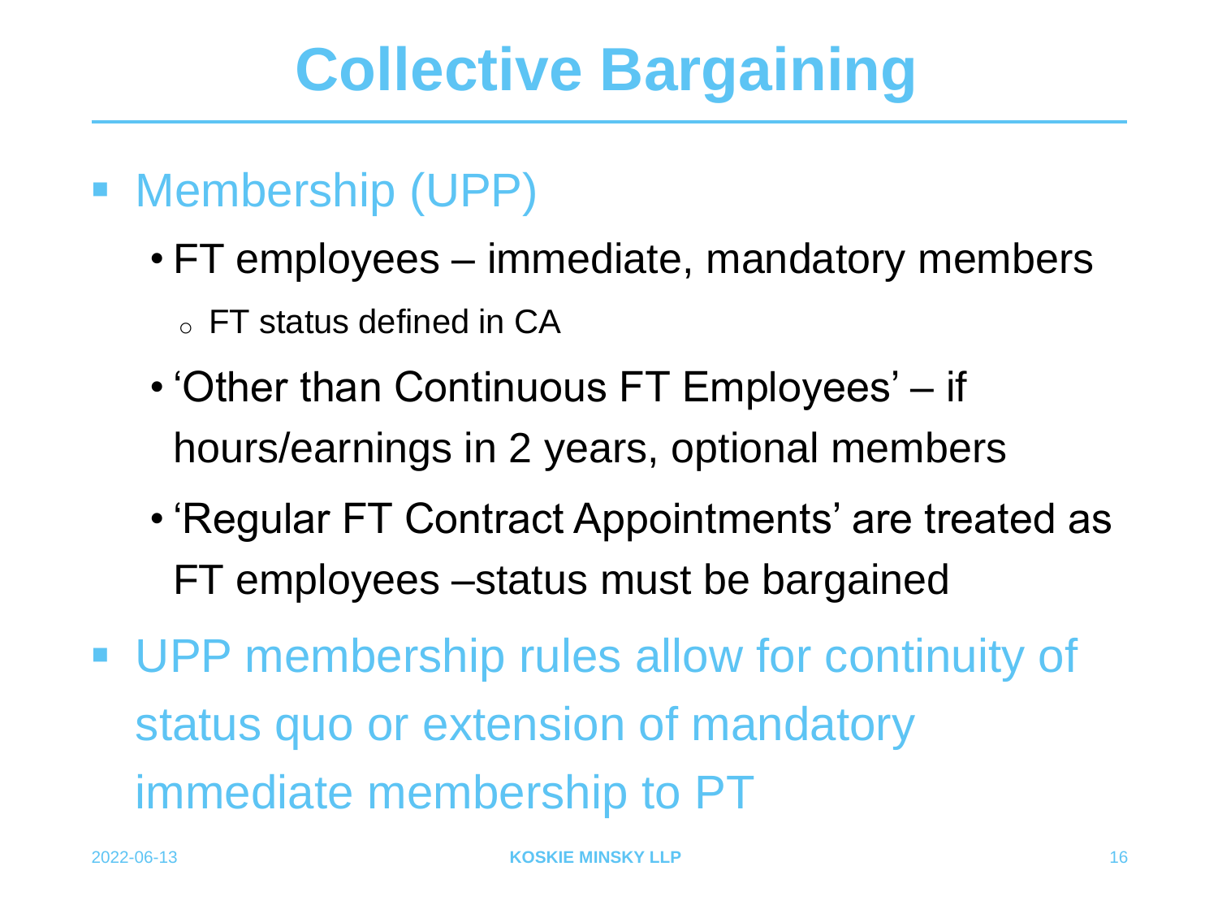# Collective Bargaining

- Membership (UPP)
  - FT employees – immediate, mandatory members
    - FT status defined in CA
  - 'Other than Continuous FT Employees' – if hours/earnings in 2 years, optional members
  - 'Regular FT Contract Appointments' are treated as FT employees –status must be bargained
- UPP membership rules allow for continuity of status quo or extension of mandatory immediate membership to PT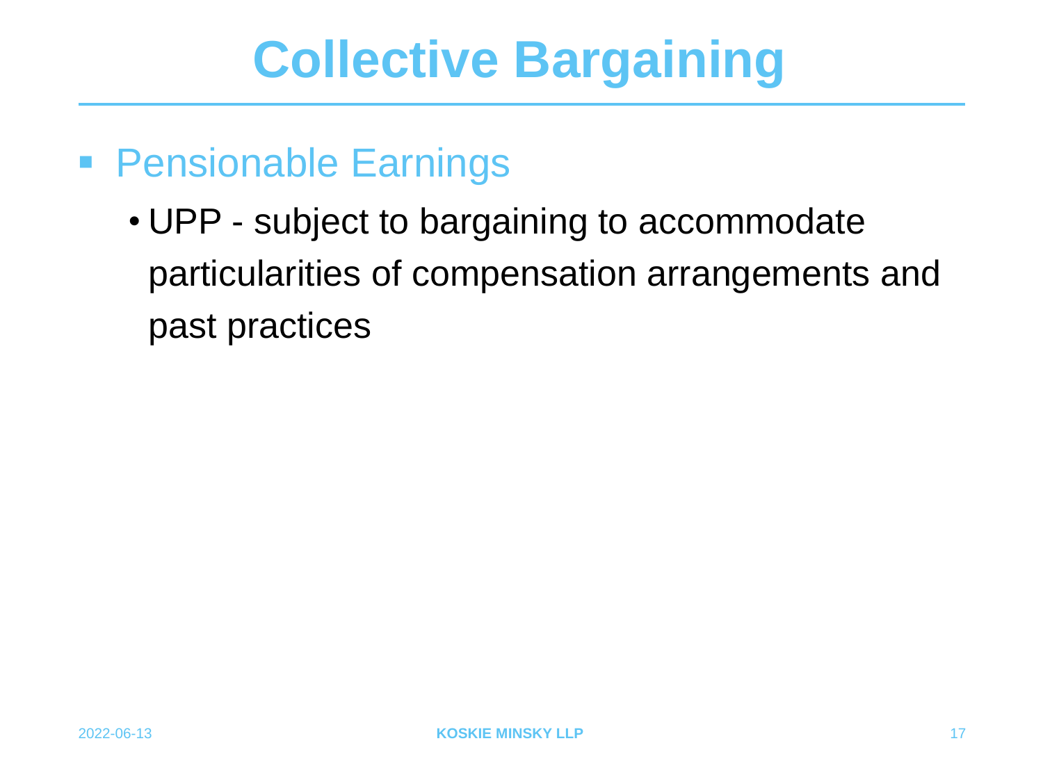# Collective Bargaining

- Pensionable Earnings
  - UPP - subject to bargaining to accommodate particularities of compensation arrangements and past practices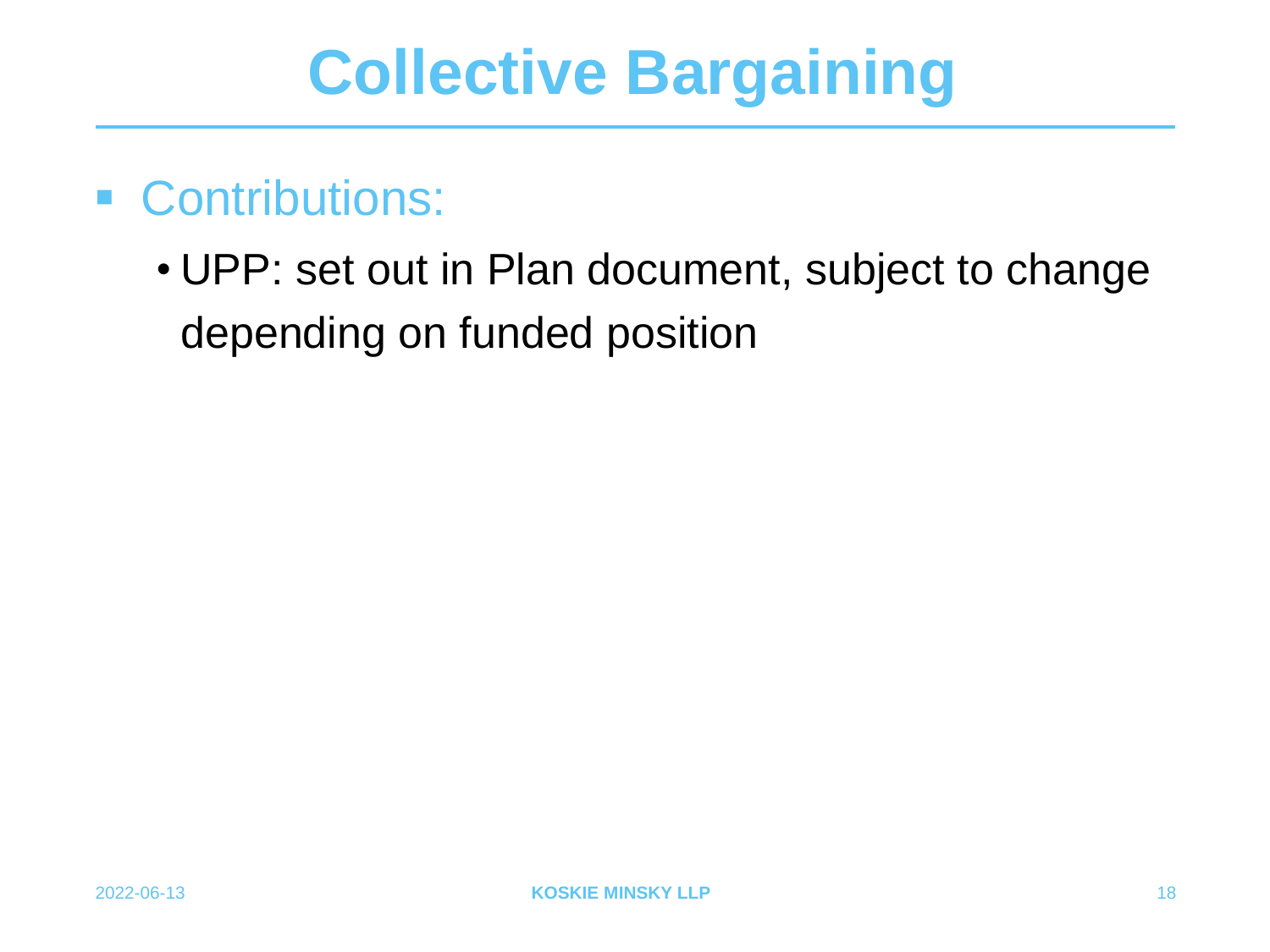# Collective Bargaining

- Contributions:
  - UPP: set out in Plan document, subject to change depending on funded position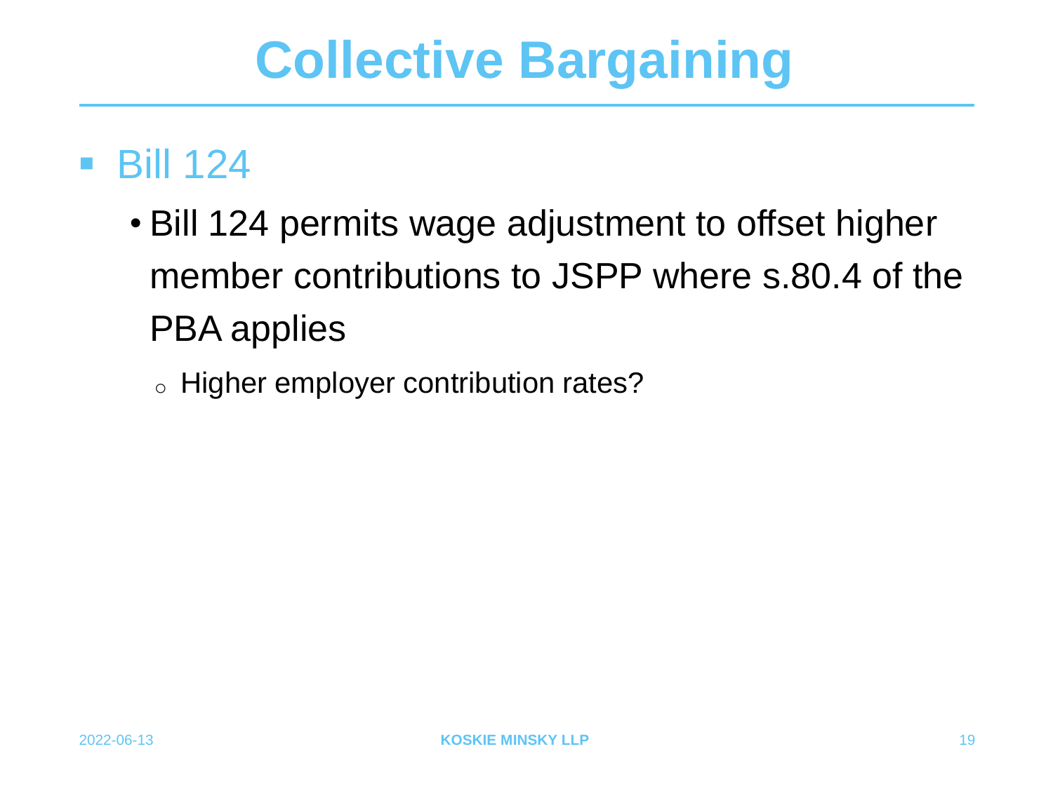# Collective Bargaining

- Bill 124
  - Bill 124 permits wage adjustment to offset higher member contributions to JSPP where s.80.4 of the PBA applies
    - Higher employer contribution rates?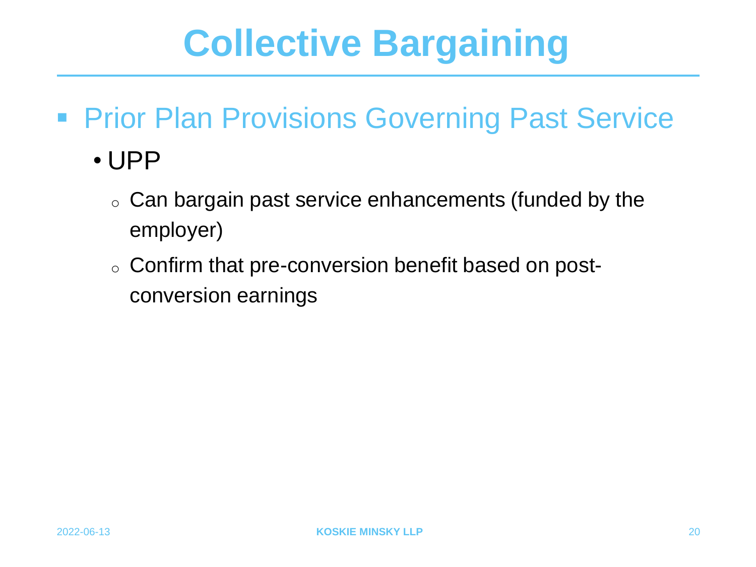# Collective Bargaining

- Prior Plan Provisions Governing Past Service
  - UPP
    - Can bargain past service enhancements (funded by the employer)
    - Confirm that pre-conversion benefit based on post-conversion earnings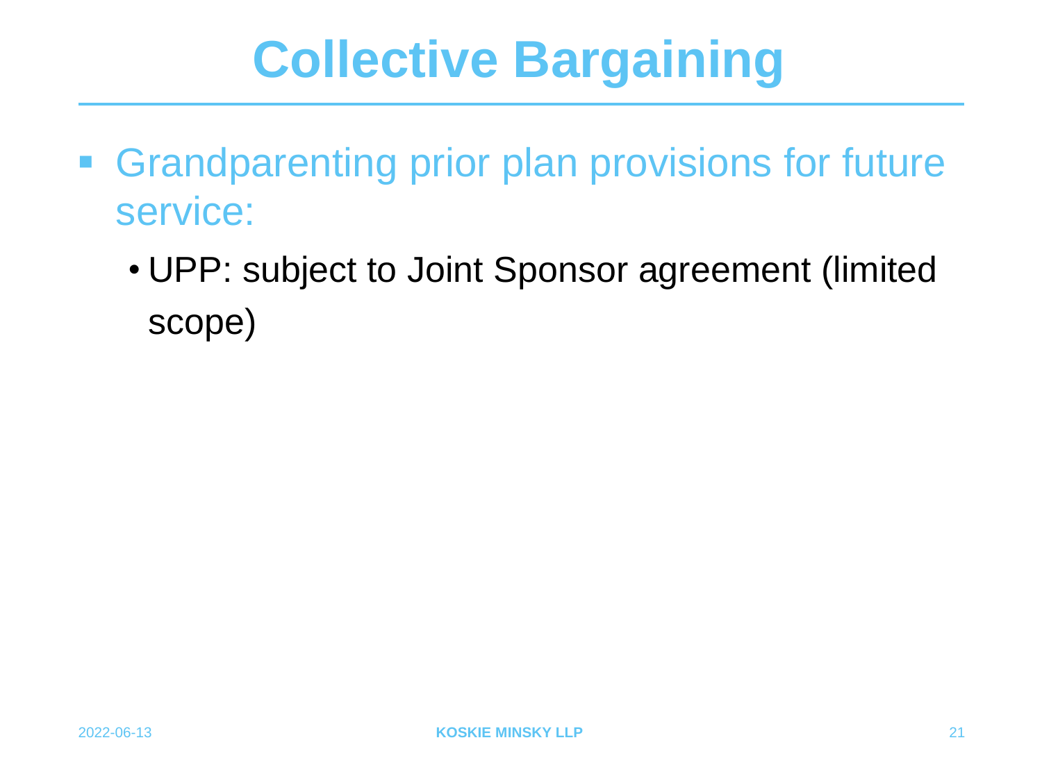# Collective Bargaining

- Grandparenting prior plan provisions for future service:
  - UPP: subject to Joint Sponsor agreement (limited scope)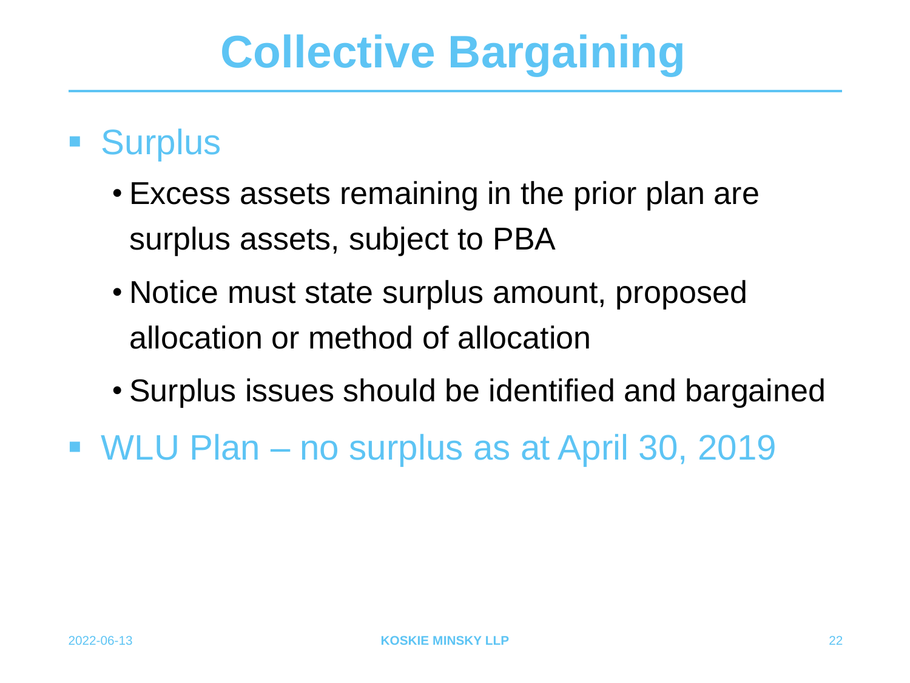# Collective Bargaining

- Surplus
  - Excess assets remaining in the prior plan are surplus assets, subject to PBA
  - Notice must state surplus amount, proposed allocation or method of allocation
  - Surplus issues should be identified and bargained
- WLU Plan – no surplus as at April 30, 2019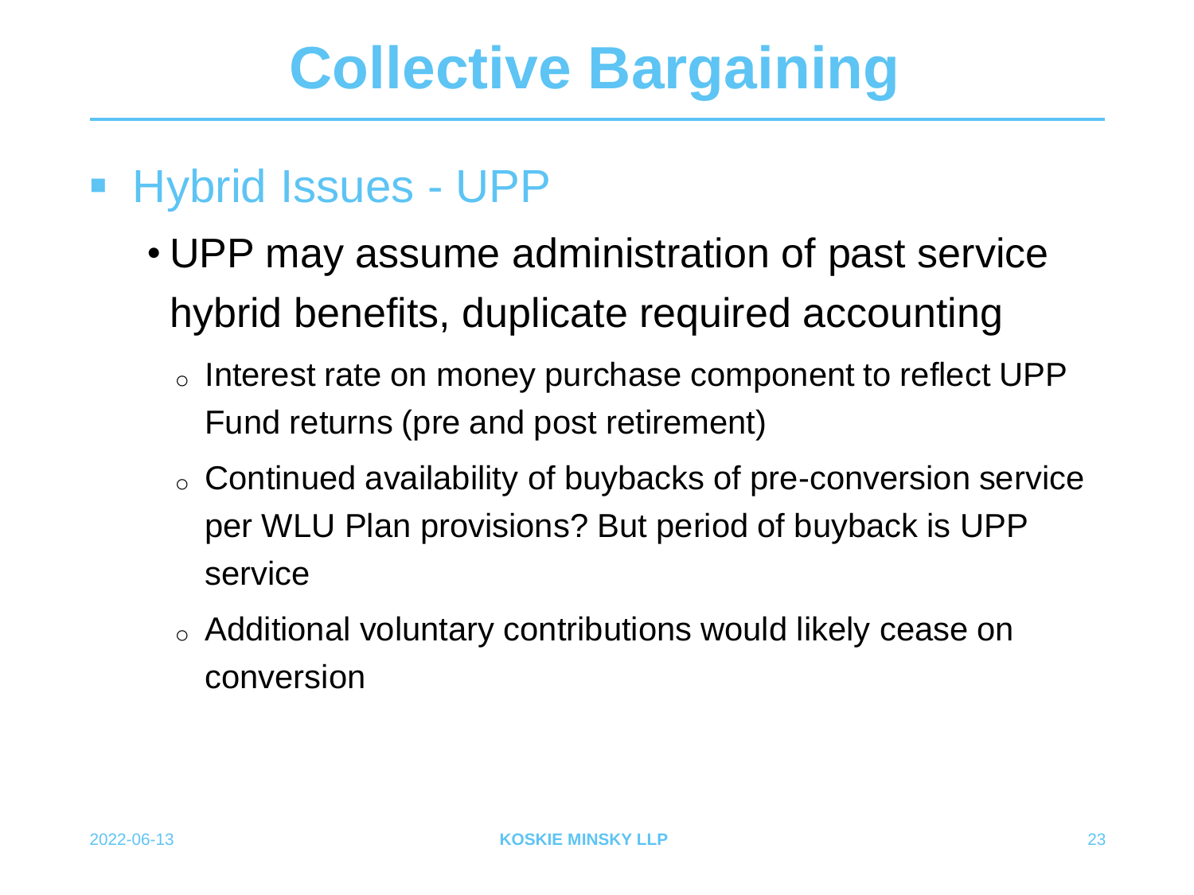# Collective Bargaining

- Hybrid Issues - UPP
  - UPP may assume administration of past service hybrid benefits, duplicate required accounting
    - Interest rate on money purchase component to reflect UPP Fund returns (pre and post retirement)
    - Continued availability of buybacks of pre-conversion service per WLU Plan provisions? But period of buyback is UPP service
    - Additional voluntary contributions would likely cease on conversion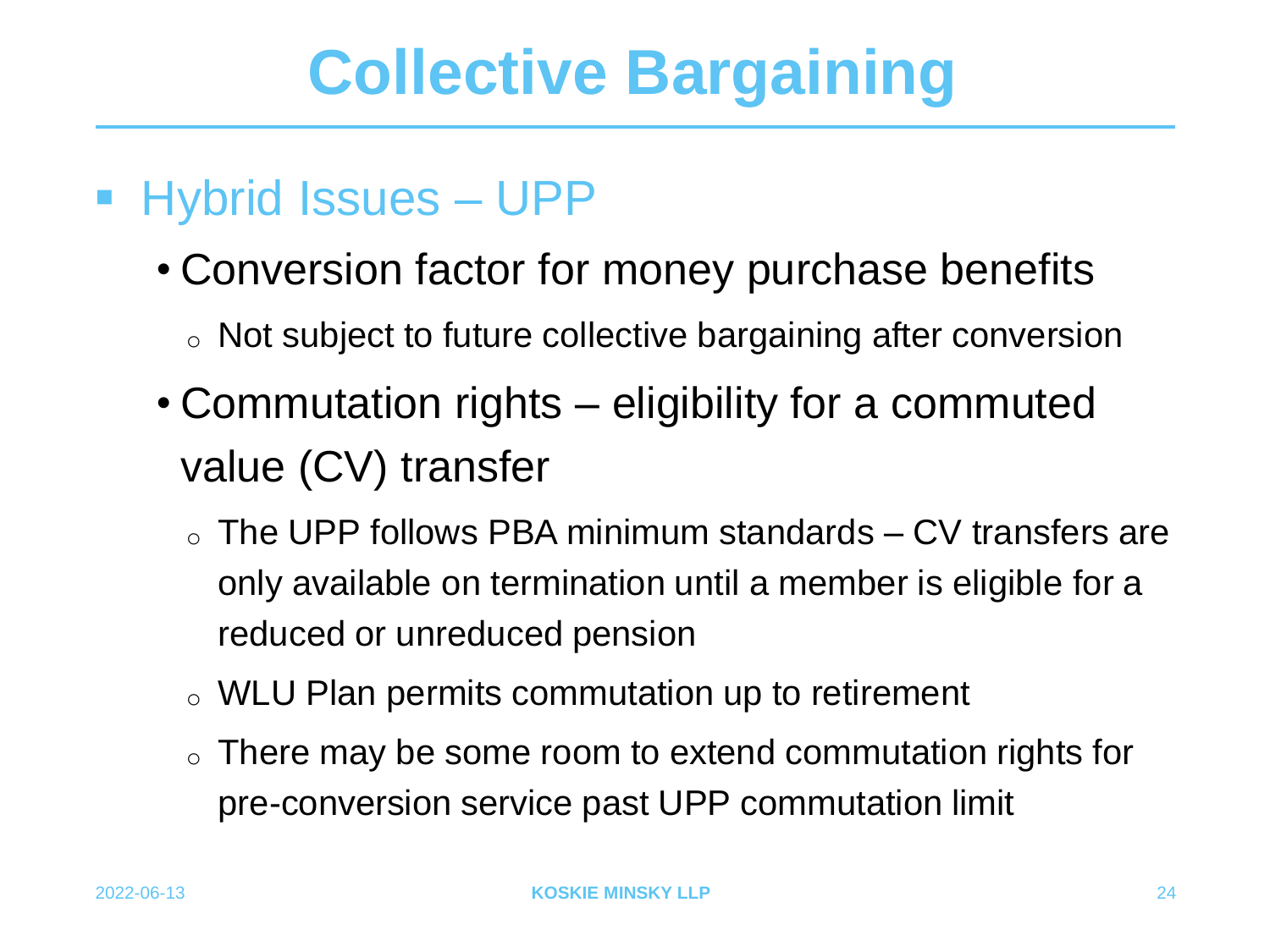# Collective Bargaining

- Hybrid Issues – UPP
  - Conversion factor for money purchase benefits
    - Not subject to future collective bargaining after conversion
  - Commutation rights – eligibility for a commuted value (CV) transfer
    - The UPP follows PBA minimum standards – CV transfers are only available on termination until a member is eligible for a reduced or unreduced pension
    - WLU Plan permits commutation up to retirement
    - There may be some room to extend commutation rights for pre-conversion service past UPP commutation limit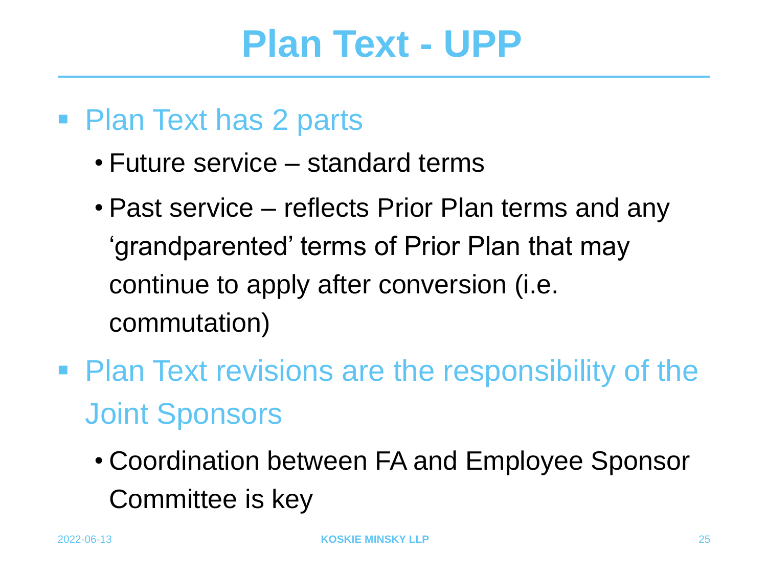# Plan Text - UPP

- Plan Text has 2 parts
  - Future service – standard terms
  - Past service – reflects Prior Plan terms and any 'grandparented' terms of Prior Plan that may continue to apply after conversion (i.e. commutation)
- Plan Text revisions are the responsibility of the Joint Sponsors
  - Coordination between FA and Employee Sponsor Committee is key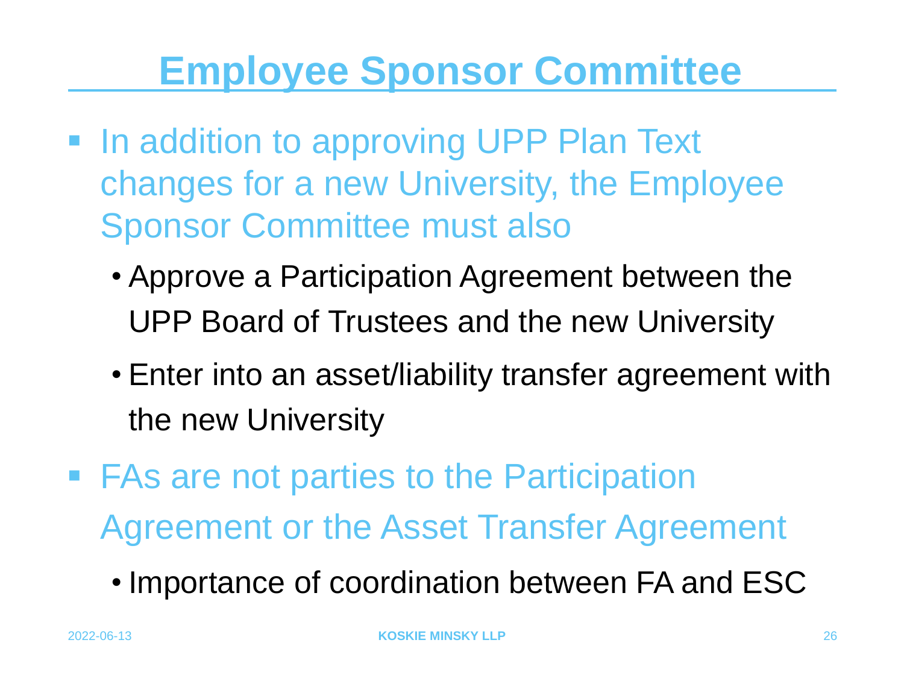# Employee Sponsor Committee

- In addition to approving UPP Plan Text changes for a new University, the Employee Sponsor Committee must also
  - Approve a Participation Agreement between the UPP Board of Trustees and the new University
  - Enter into an asset/liability transfer agreement with the new University
- FAs are not parties to the Participation Agreement or the Asset Transfer Agreement
  - Importance of coordination between FA and ESC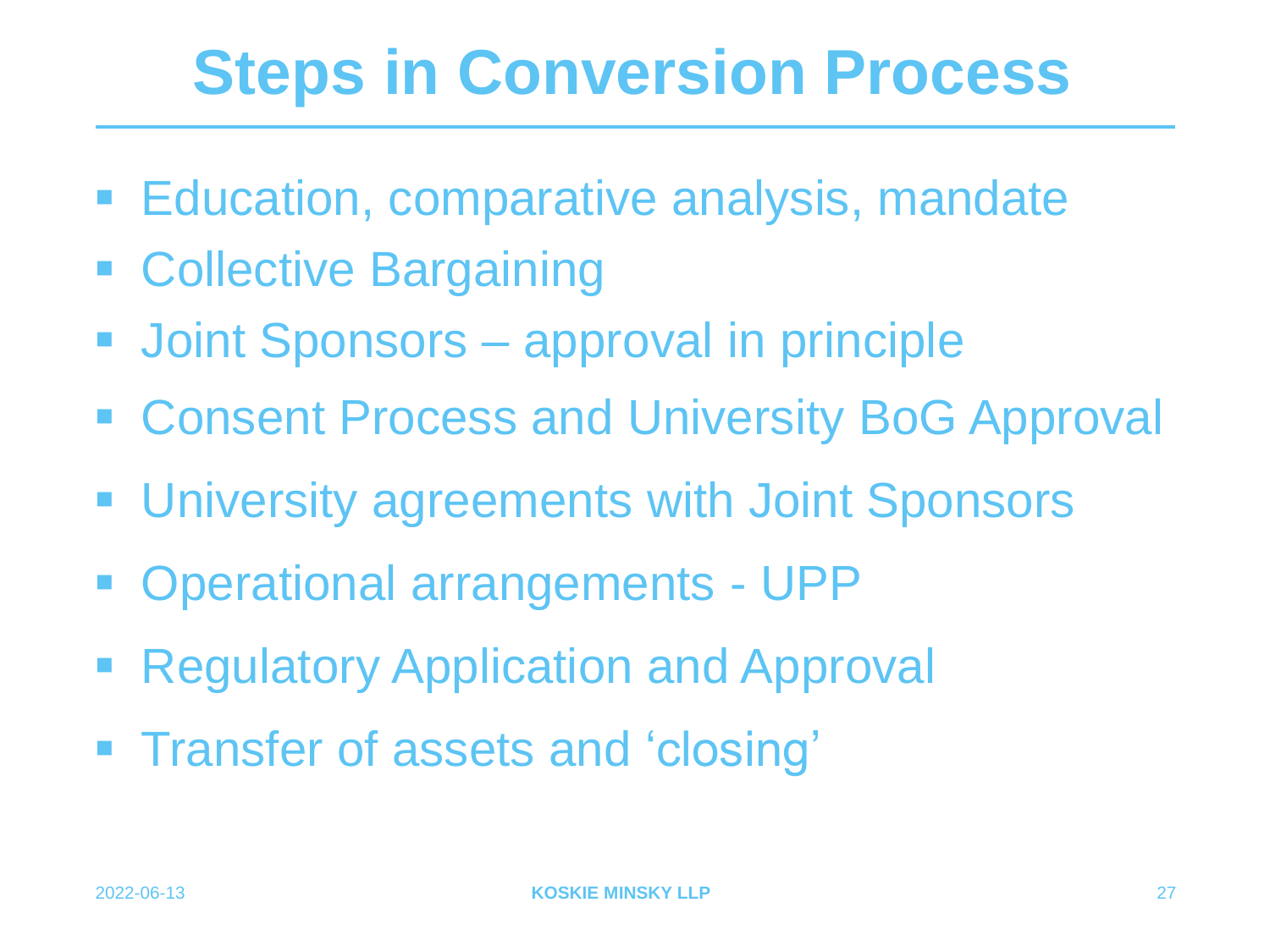# Steps in Conversion Process

- Education, comparative analysis, mandate
- Collective Bargaining
- Joint Sponsors – approval in principle
- Consent Process and University BoG Approval
- University agreements with Joint Sponsors
- Operational arrangements - UPP
- Regulatory Application and Approval
- Transfer of assets and 'closing'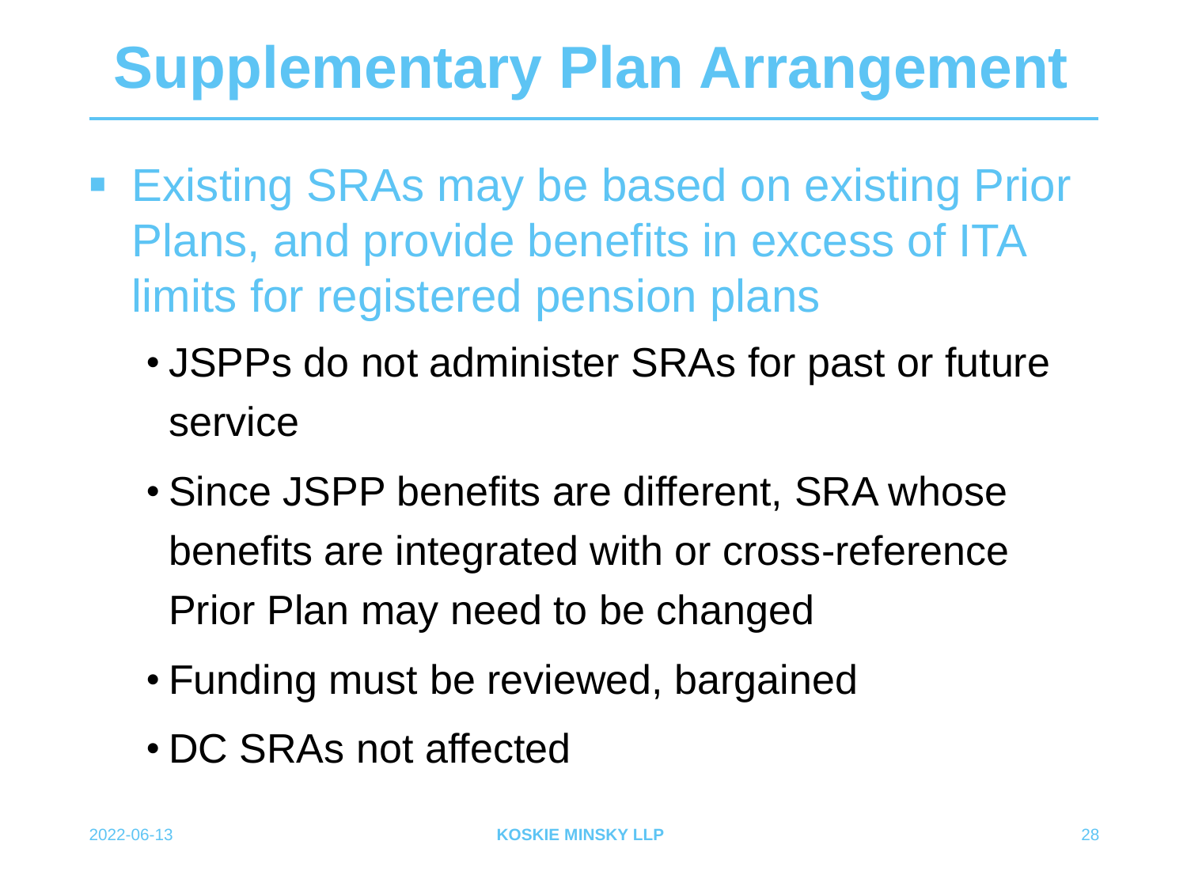# Supplementary Plan Arrangement

- Existing SRAs may be based on existing Prior Plans, and provide benefits in excess of ITA limits for registered pension plans
  - JSPPs do not administer SRAs for past or future service
  - Since JSPP benefits are different, SRA whose benefits are integrated with or cross-reference Prior Plan may need to be changed
  - Funding must be reviewed, bargained
  - DC SRAs not affected